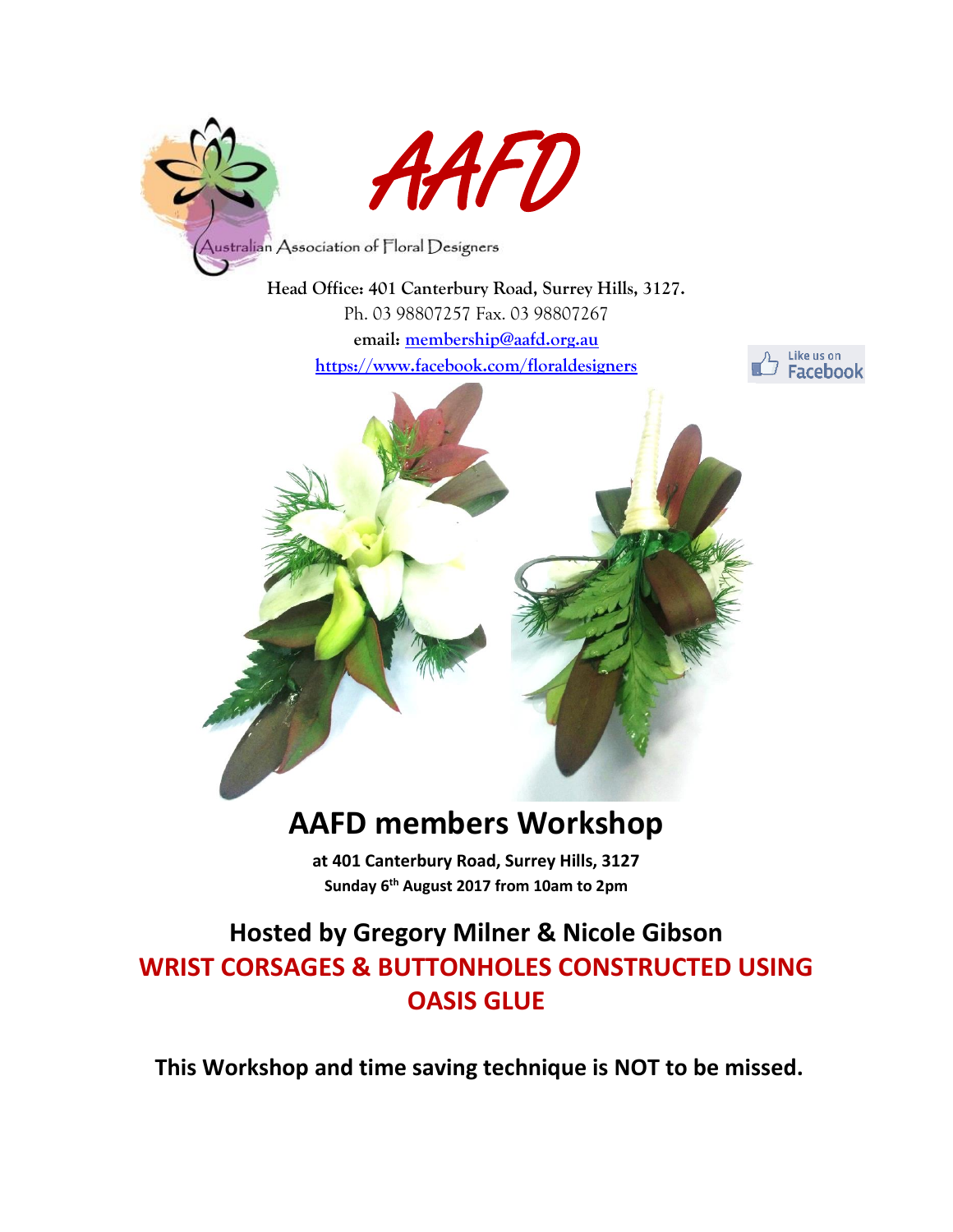# AAFD

Australian Association of Floral Designers

**Head Office: 401 Canterbury Road, Surrey Hills, 3127.**

Ph. 03 98807257 Fax. 03 98807267

**email: membership@aafd.org.au**

**https://www.facebook.com/floraldesigners**

Like us on Facebook

# AAFD members Workshop

**at 401 Canterbury Road, Surrey Hills, 3127**

**Sunday 6th August 2017 from 10am to 2pm**

## Hosted by Gregory Milner & Nicole Gibson

## WRIST CORSAGES & BUTTONHOLES CONSTRUCTED USING OASIS GLUE

**This Workshop and time saving technique is NOT to be missed.**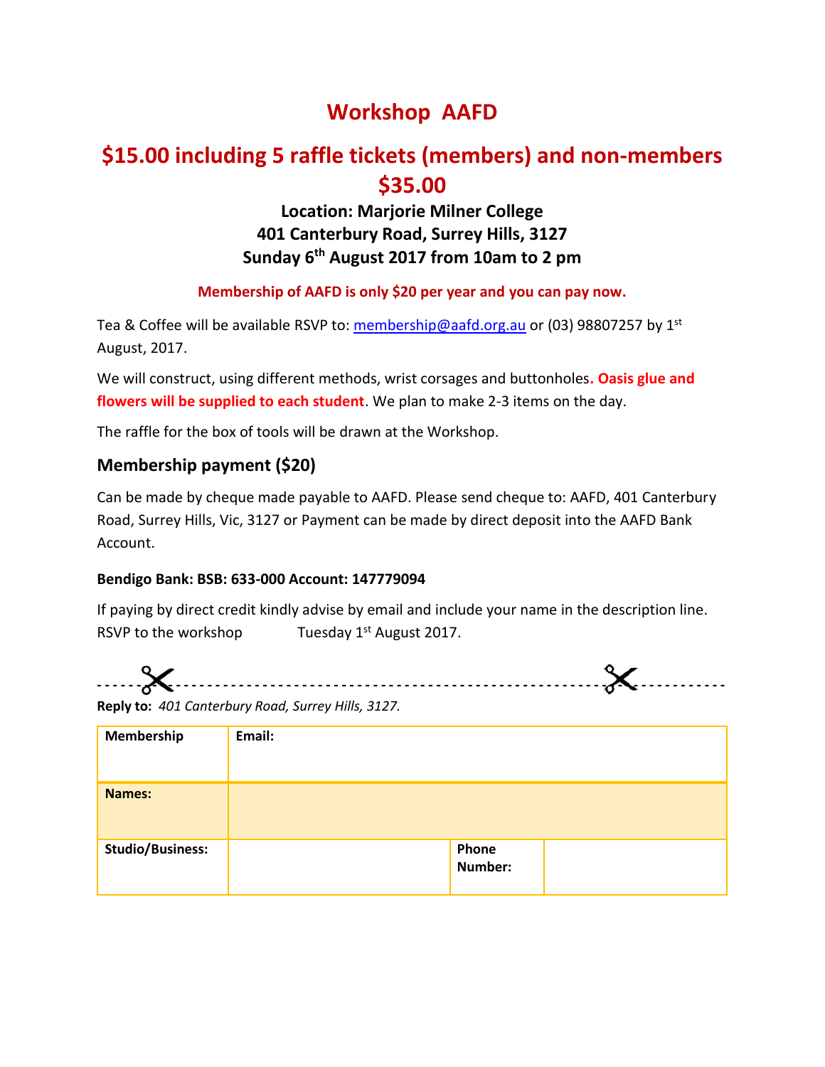# Workshop AAFD

## $15.00 including 5 raffle tickets (members) and non-members $35.00

**Location: Marjorie Milner College**
**401 Canterbury Road, Surrey Hills, 3127**
**Sunday 6th August 2017 from 10am to 2 pm**

**Membership of AAFD is only $20 per year and you can pay now.**

Tea & Coffee will be available RSVP to: membership@aafd.org.au or (03) 98807257 by 1st August, 2017.

We will construct, using different methods, wrist corsages and buttonholes**. Oasis glue and flowers will be supplied to each student**. We plan to make 2-3 items on the day.

The raffle for the box of tools will be drawn at the Workshop.

### Membership payment ($20)

Can be made by cheque made payable to AAFD. Please send cheque to: AAFD, 401 Canterbury Road, Surrey Hills, Vic, 3127 or Payment can be made by direct deposit into the AAFD Bank Account.

**Bendigo Bank: BSB: 633-000 Account: 147779094**

If paying by direct credit kindly advise by email and include your name in the description line.
RSVP to the workshop Tuesday 1st August 2017.

---

**Reply to:** *401 Canterbury Road, Surrey Hills, 3127.*

| | | | |
|---|---|---|---|
| **Membership** | **Email:** | | |
| **Names:** | | | |
| **Studio/Business:** | | **Phone Number:** | |